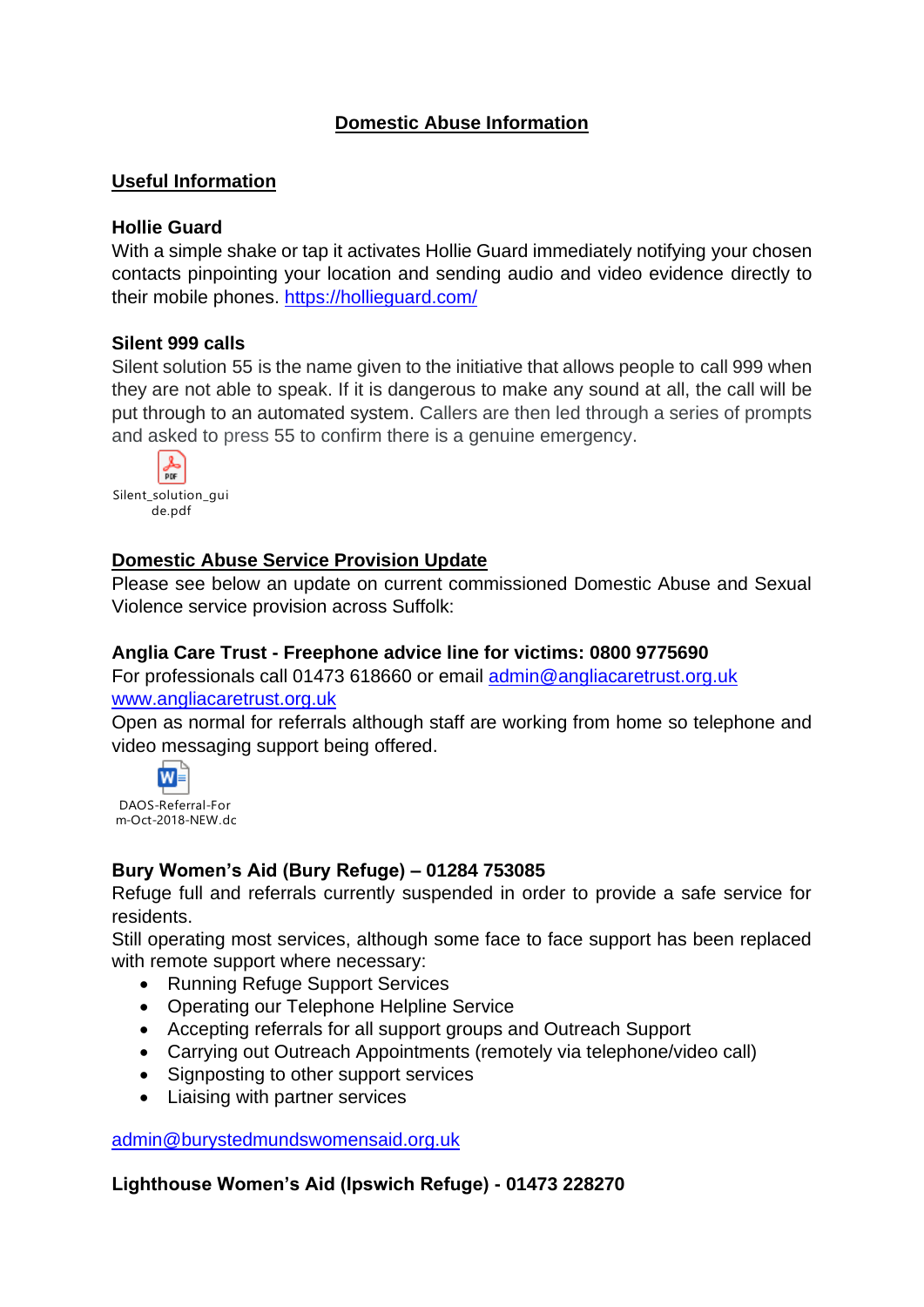# Domestic Abuse Information

## Useful Information

### Hollie Guard

With a simple shake or tap it activates Hollie Guard immediately notifying your chosen contacts pinpointing your location and sending audio and video evidence directly to their mobile phones. https://hollieguard.com/

### Silent 999 calls

Silent solution 55 is the name given to the initiative that allows people to call 999 when they are not able to speak. If it is dangerous to make any sound at all, the call will be put through to an automated system. Callers are then led through a series of prompts and asked to press 55 to confirm there is a genuine emergency.

Silent_solution_guide.pdf

## Domestic Abuse Service Provision Update

Please see below an update on current commissioned Domestic Abuse and Sexual Violence service provision across Suffolk:

### Anglia Care Trust - Freephone advice line for victims: 0800 9775690

For professionals call 01473 618660 or email admin@angliacaretrust.org.uk
www.angliacaretrust.org.uk

Open as normal for referrals although staff are working from home so telephone and video messaging support being offered.

DAOS-Referral-Form-Oct-2018-NEW.dc

### Bury Women's Aid (Bury Refuge) – 01284 753085

Refuge full and referrals currently suspended in order to provide a safe service for residents.

Still operating most services, although some face to face support has been replaced with remote support where necessary:

- Running Refuge Support Services
- Operating our Telephone Helpline Service
- Accepting referrals for all support groups and Outreach Support
- Carrying out Outreach Appointments (remotely via telephone/video call)
- Signposting to other support services
- Liaising with partner services

admin@burystedmundswomensaid.org.uk

### Lighthouse Women's Aid (Ipswich Refuge) - 01473 228270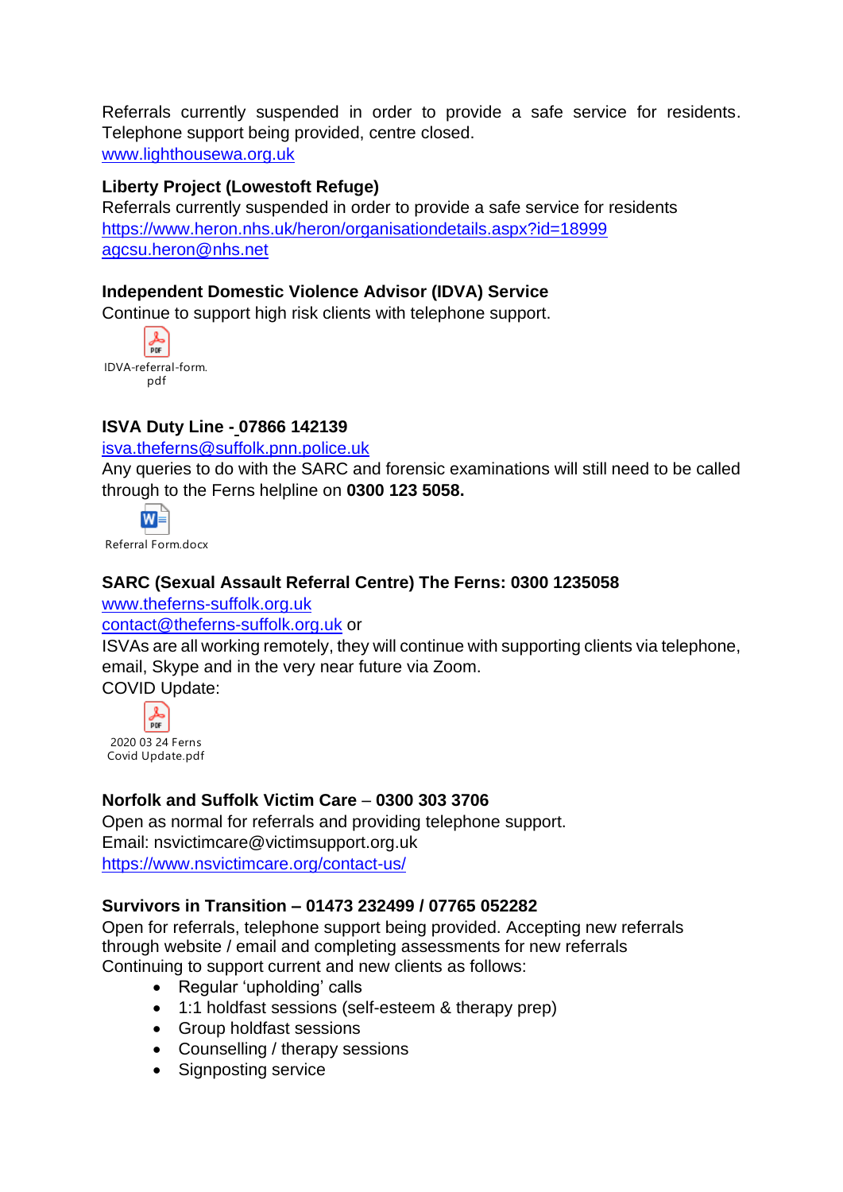Referrals currently suspended in order to provide a safe service for residents. Telephone support being provided, centre closed.
www.lighthousewa.org.uk

**Liberty Project (Lowestoft Refuge)**
Referrals currently suspended in order to provide a safe service for residents
https://www.heron.nhs.uk/heron/organisationdetails.aspx?id=18999
agcsu.heron@nhs.net

**Independent Domestic Violence Advisor (IDVA) Service**
Continue to support high risk clients with telephone support.

IDVA-referral-form.pdf

**ISVA Duty Line - 07866 142139**
isva.theferns@suffolk.pnn.police.uk
Any queries to do with the SARC and forensic examinations will still need to be called through to the Ferns helpline on **0300 123 5058.**

Referral Form.docx

**SARC (Sexual Assault Referral Centre) The Ferns: 0300 1235058**
www.theferns-suffolk.org.uk
contact@theferns-suffolk.org.uk or
ISVAs are all working remotely, they will continue with supporting clients via telephone, email, Skype and in the very near future via Zoom.
COVID Update:

2020 03 24 Ferns Covid Update.pdf

**Norfolk and Suffolk Victim Care** – **0300 303 3706**
Open as normal for referrals and providing telephone support.
Email: nsvictimcare@victimsupport.org.uk
https://www.nsvictimcare.org/contact-us/

**Survivors in Transition – 01473 232499 / 07765 052282**
Open for referrals, telephone support being provided. Accepting new referrals through website / email and completing assessments for new referrals
Continuing to support current and new clients as follows:

- Regular 'upholding' calls
- 1:1 holdfast sessions (self-esteem & therapy prep)
- Group holdfast sessions
- Counselling / therapy sessions
- Signposting service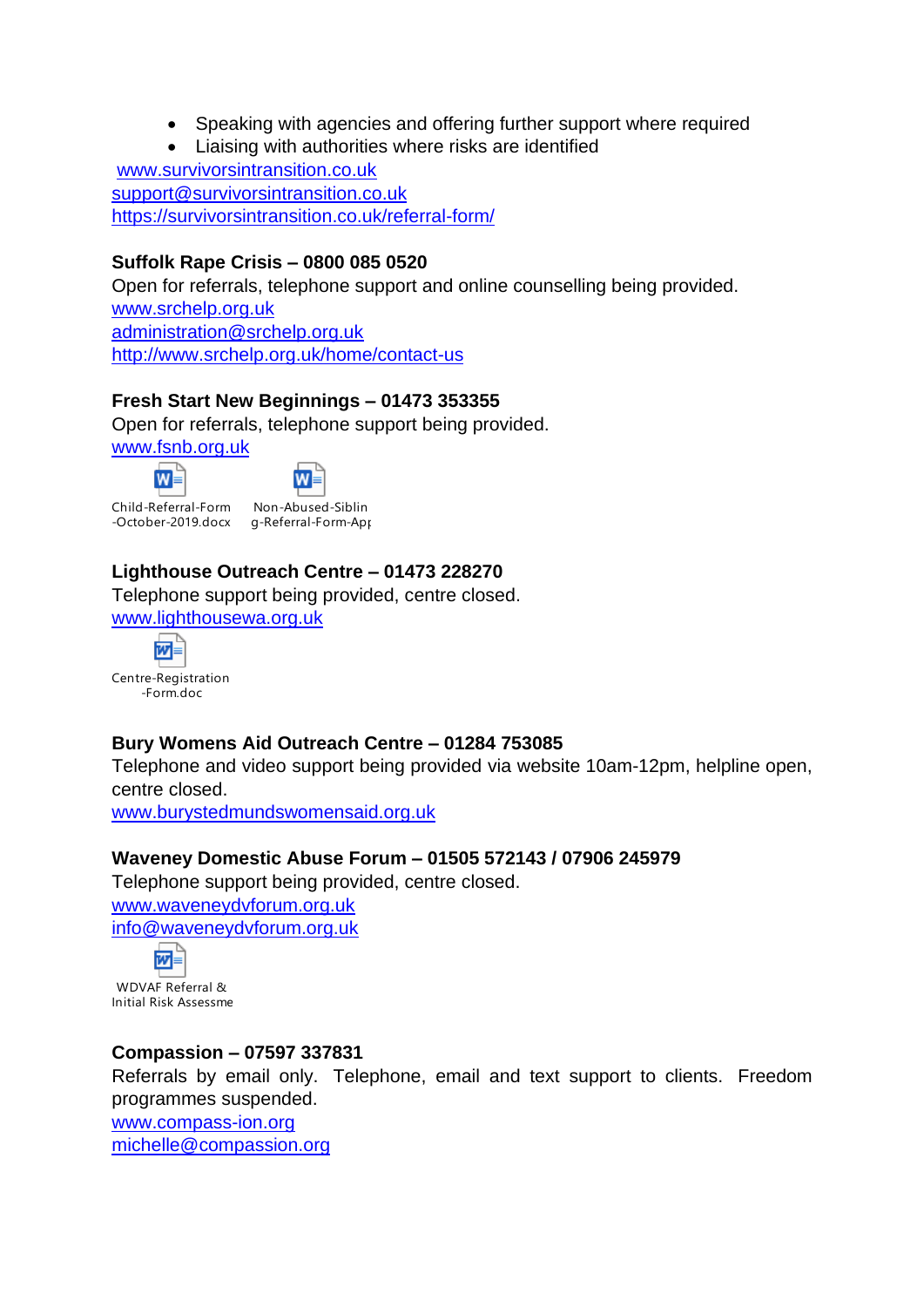- Speaking with agencies and offering further support where required
- Liaising with authorities where risks are identified

www.survivorsintransition.co.uk
support@survivorsintransition.co.uk
https://survivorsintransition.co.uk/referral-form/

**Suffolk Rape Crisis – 0800 085 0520**
Open for referrals, telephone support and online counselling being provided.
www.srchelp.org.uk
administration@srchelp.org.uk
http://www.srchelp.org.uk/home/contact-us

**Fresh Start New Beginnings – 01473 353355**
Open for referrals, telephone support being provided.
www.fsnb.org.uk

Child-Referral-Form-October-2019.docx    Non-Abused-Sibling-Referral-Form-App

**Lighthouse Outreach Centre – 01473 228270**
Telephone support being provided, centre closed.
www.lighthousewa.org.uk

Centre-Registration-Form.doc

**Bury Womens Aid Outreach Centre – 01284 753085**
Telephone and video support being provided via website 10am-12pm, helpline open, centre closed.
www.burystedmundswomensaid.org.uk

**Waveney Domestic Abuse Forum – 01505 572143 / 07906 245979**
Telephone support being provided, centre closed.
www.waveneydvforum.org.uk
info@waveneydvforum.org.uk

WDVAF Referral & Initial Risk Assessme

**Compassion – 07597 337831**
Referrals by email only. Telephone, email and text support to clients. Freedom programmes suspended.
www.compass-ion.org
michelle@compassion.org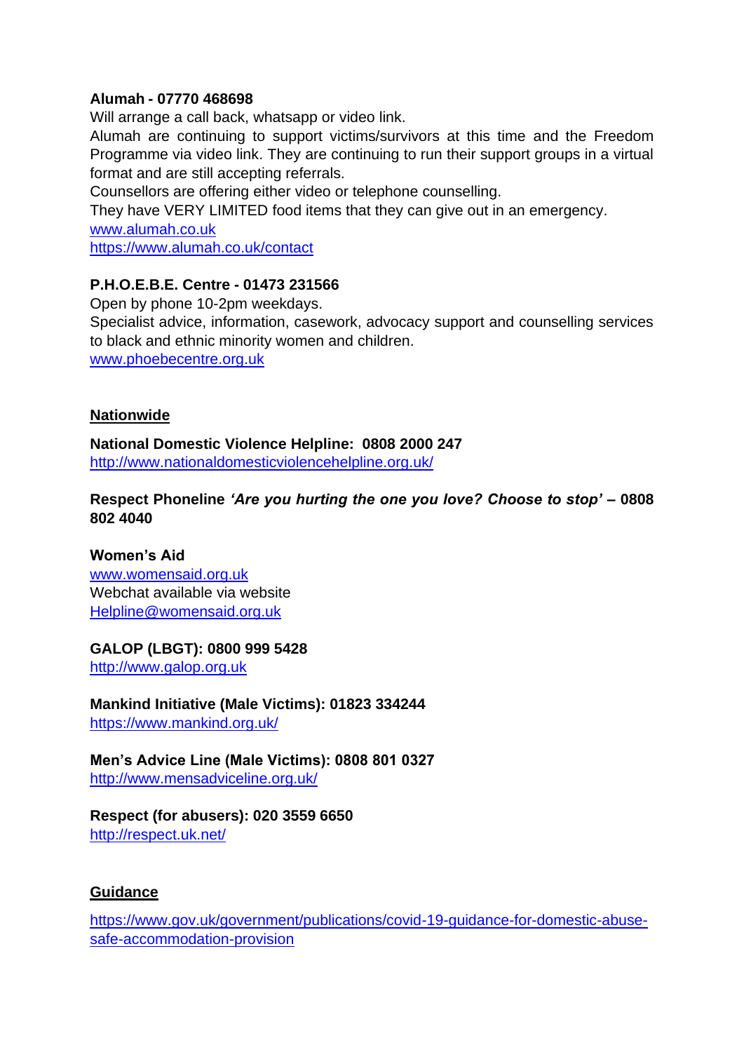**Alumah - 07770 468698**

Will arrange a call back, whatsapp or video link.

Alumah are continuing to support victims/survivors at this time and the Freedom Programme via video link. They are continuing to run their support groups in a virtual format and are still accepting referrals.

Counsellors are offering either video or telephone counselling.

They have VERY LIMITED food items that they can give out in an emergency.

www.alumah.co.uk

https://www.alumah.co.uk/contact

**P.H.O.E.B.E. Centre - 01473 231566**

Open by phone 10-2pm weekdays.

Specialist advice, information, casework, advocacy support and counselling services to black and ethnic minority women and children.

www.phoebecentre.org.uk

## Nationwide

**National Domestic Violence Helpline: 0808 2000 247**

http://www.nationaldomesticviolencehelpline.org.uk/

**Respect Phoneline *'Are you hurting the one you love? Choose to stop'* – 0808 802 4040**

**Women's Aid**

www.womensaid.org.uk

Webchat available via website

Helpline@womensaid.org.uk

**GALOP (LBGT): 0800 999 5428**

http://www.galop.org.uk

**Mankind Initiative (Male Victims): 01823 334244**

https://www.mankind.org.uk/

**Men's Advice Line (Male Victims): 0808 801 0327**

http://www.mensadviceline.org.uk/

**Respect (for abusers): 020 3559 6650**

http://respect.uk.net/

## Guidance

https://www.gov.uk/government/publications/covid-19-guidance-for-domestic-abuse-safe-accommodation-provision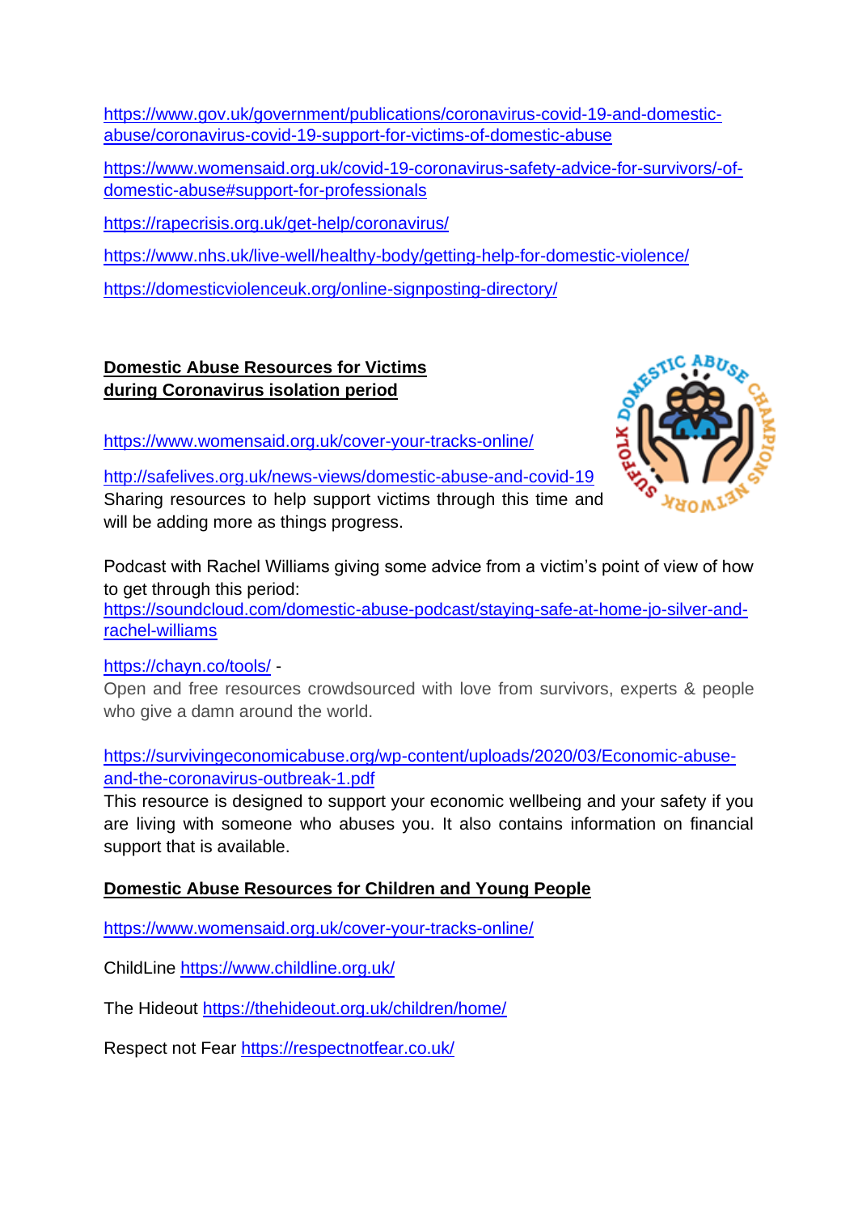https://www.gov.uk/government/publications/coronavirus-covid-19-and-domestic-abuse/coronavirus-covid-19-support-for-victims-of-domestic-abuse

https://www.womensaid.org.uk/covid-19-coronavirus-safety-advice-for-survivors/-of-domestic-abuse#support-for-professionals

https://rapecrisis.org.uk/get-help/coronavirus/

https://www.nhs.uk/live-well/healthy-body/getting-help-for-domestic-violence/

https://domesticviolenceuk.org/online-signposting-directory/

**Domestic Abuse Resources for Victims during Coronavirus isolation period**

https://www.womensaid.org.uk/cover-your-tracks-online/

http://safelives.org.uk/news-views/domestic-abuse-and-covid-19
Sharing resources to help support victims through this time and will be adding more as things progress.

Podcast with Rachel Williams giving some advice from a victim's point of view of how to get through this period:
https://soundcloud.com/domestic-abuse-podcast/staying-safe-at-home-jo-silver-and-rachel-williams

https://chayn.co/tools/ -
Open and free resources crowdsourced with love from survivors, experts & people who give a damn around the world.

https://survivingeconomicabuse.org/wp-content/uploads/2020/03/Economic-abuse-and-the-coronavirus-outbreak-1.pdf
This resource is designed to support your economic wellbeing and your safety if you are living with someone who abuses you. It also contains information on financial support that is available.

**Domestic Abuse Resources for Children and Young People**

https://www.womensaid.org.uk/cover-your-tracks-online/

ChildLine https://www.childline.org.uk/

The Hideout https://thehideout.org.uk/children/home/

Respect not Fear https://respectnotfear.co.uk/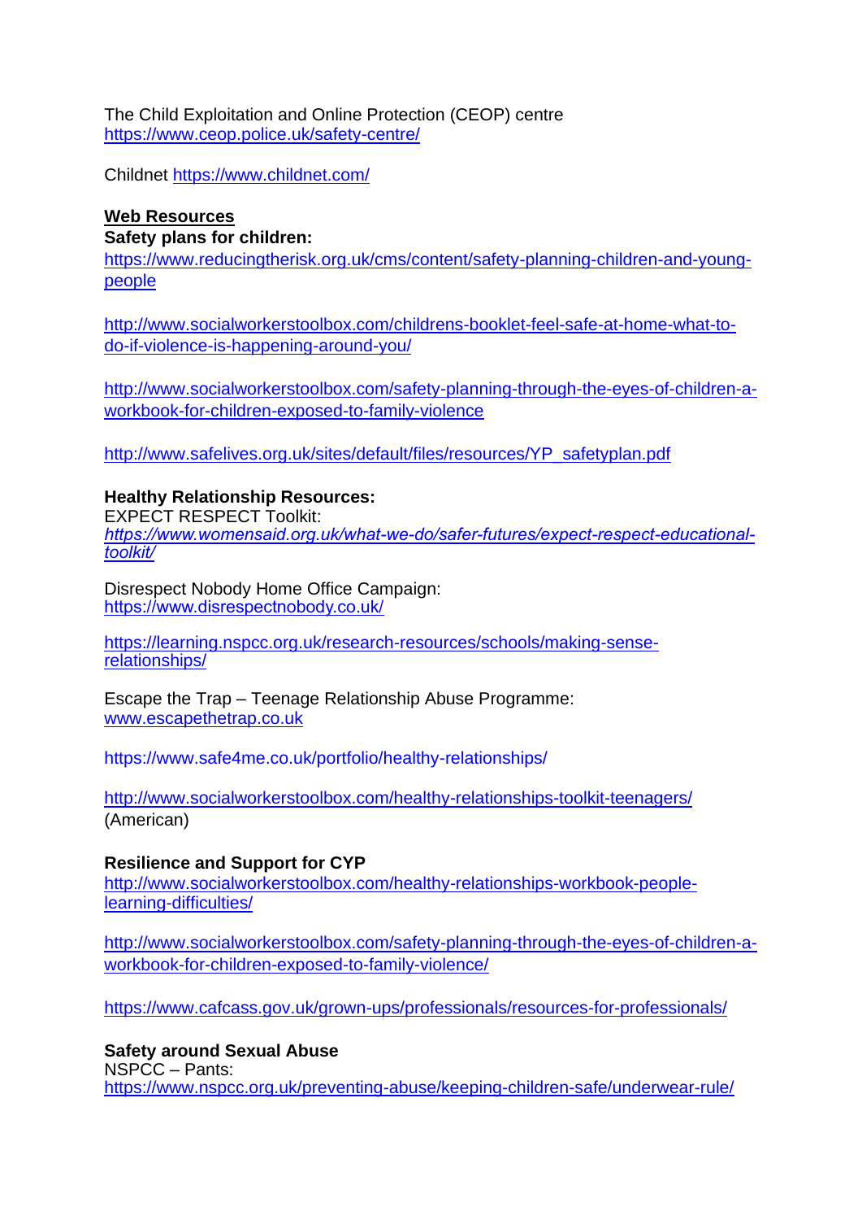The Child Exploitation and Online Protection (CEOP) centre
https://www.ceop.police.uk/safety-centre/

Childnet https://www.childnet.com/

**Web Resources**

**Safety plans for children:**

https://www.reducingtherisk.org.uk/cms/content/safety-planning-children-and-young-people

http://www.socialworkerstoolbox.com/childrens-booklet-feel-safe-at-home-what-to-do-if-violence-is-happening-around-you/

http://www.socialworkerstoolbox.com/safety-planning-through-the-eyes-of-children-a-workbook-for-children-exposed-to-family-violence

http://www.safelives.org.uk/sites/default/files/resources/YP_safetyplan.pdf

**Healthy Relationship Resources:**

EXPECT RESPECT Toolkit:
*https://www.womensaid.org.uk/what-we-do/safer-futures/expect-respect-educational-toolkit/*

Disrespect Nobody Home Office Campaign:
https://www.disrespectnobody.co.uk/

https://learning.nspcc.org.uk/research-resources/schools/making-sense-relationships/

Escape the Trap – Teenage Relationship Abuse Programme:
www.escapethetrap.co.uk

https://www.safe4me.co.uk/portfolio/healthy-relationships/

http://www.socialworkerstoolbox.com/healthy-relationships-toolkit-teenagers/
(American)

**Resilience and Support for CYP**

http://www.socialworkerstoolbox.com/healthy-relationships-workbook-people-learning-difficulties/

http://www.socialworkerstoolbox.com/safety-planning-through-the-eyes-of-children-a-workbook-for-children-exposed-to-family-violence/

https://www.cafcass.gov.uk/grown-ups/professionals/resources-for-professionals/

**Safety around Sexual Abuse**

NSPCC – Pants:
https://www.nspcc.org.uk/preventing-abuse/keeping-children-safe/underwear-rule/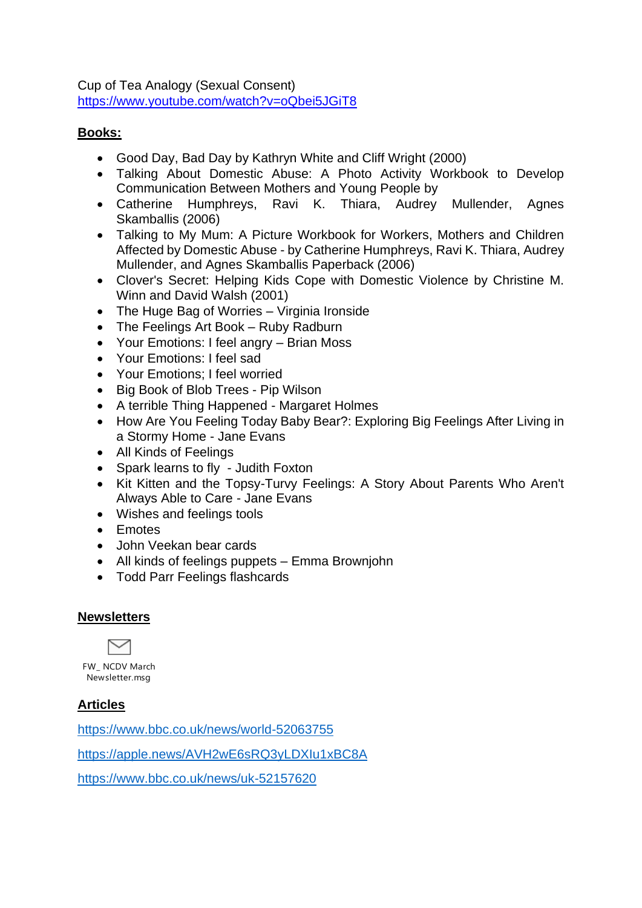Cup of Tea Analogy (Sexual Consent)
https://www.youtube.com/watch?v=oQbei5JGiT8

**Books:**

- Good Day, Bad Day by Kathryn White and Cliff Wright (2000)
- Talking About Domestic Abuse: A Photo Activity Workbook to Develop Communication Between Mothers and Young People by
- Catherine Humphreys, Ravi K. Thiara, Audrey Mullender, Agnes Skamballis (2006)
- Talking to My Mum: A Picture Workbook for Workers, Mothers and Children Affected by Domestic Abuse - by Catherine Humphreys, Ravi K. Thiara, Audrey Mullender, and Agnes Skamballis Paperback (2006)
- Clover's Secret: Helping Kids Cope with Domestic Violence by Christine M. Winn and David Walsh (2001)
- The Huge Bag of Worries – Virginia Ironside
- The Feelings Art Book – Ruby Radburn
- Your Emotions: I feel angry – Brian Moss
- Your Emotions: I feel sad
- Your Emotions; I feel worried
- Big Book of Blob Trees - Pip Wilson
- A terrible Thing Happened - Margaret Holmes
- How Are You Feeling Today Baby Bear?: Exploring Big Feelings After Living in a Stormy Home - Jane Evans
- All Kinds of Feelings
- Spark learns to fly - Judith Foxton
- Kit Kitten and the Topsy-Turvy Feelings: A Story About Parents Who Aren't Always Able to Care - Jane Evans
- Wishes and feelings tools
- Emotes
- John Veekan bear cards
- All kinds of feelings puppets – Emma Brownjohn
- Todd Parr Feelings flashcards

**Newsletters**

FW_ NCDV March Newsletter.msg

**Articles**

https://www.bbc.co.uk/news/world-52063755

https://apple.news/AVH2wE6sRQ3yLDXIu1xBC8A

https://www.bbc.co.uk/news/uk-52157620